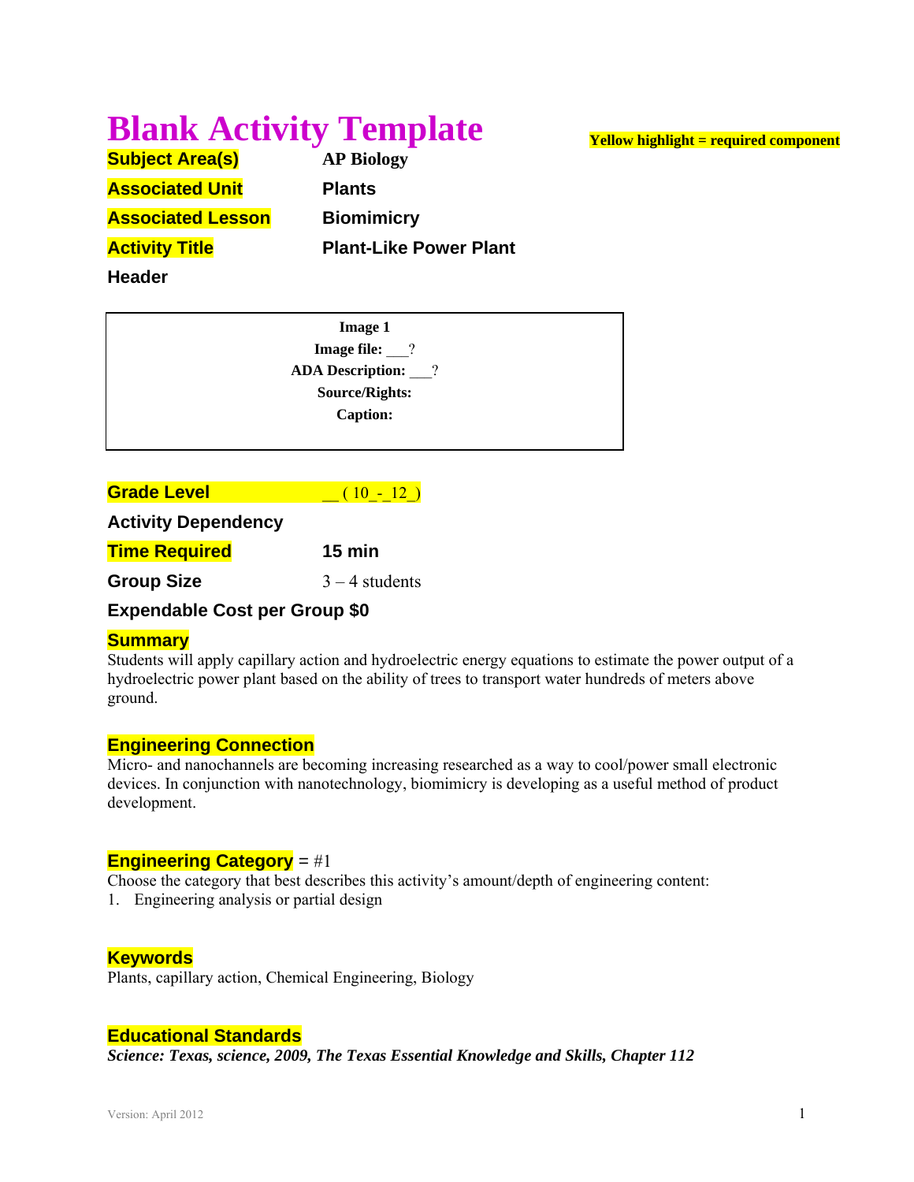# Blank Activity Template

**Yellow highlight = required component**

**Subject Area(s)** AP Biology

**Associated Unit** Plants

**Associated Lesson** Biomimicry

**Activity Title** Plant-Like Power Plant

**Header**

| Image 1 |
|---|
| **Image file:** ___? |
| **ADA Description:** ___? |
| **Source/Rights:** |
| **Caption:** |

**Grade Level** __ ( 10_-_12_)

**Activity Dependency**

**Time Required** 15 min

**Group Size** 3 – 4 students

**Expendable Cost per Group** $0

## Summary

Students will apply capillary action and hydroelectric energy equations to estimate the power output of a hydroelectric power plant based on the ability of trees to transport water hundreds of meters above ground.

## Engineering Connection

Micro- and nanochannels are becoming increasing researched as a way to cool/power small electronic devices. In conjunction with nanotechnology, biomimicry is developing as a useful method of product development.

## Engineering Category = #1

Choose the category that best describes this activity's amount/depth of engineering content:

1. Engineering analysis or partial design

## Keywords

Plants, capillary action, Chemical Engineering, Biology

## Educational Standards

***Science: Texas, science, 2009, The Texas Essential Knowledge and Skills, Chapter 112***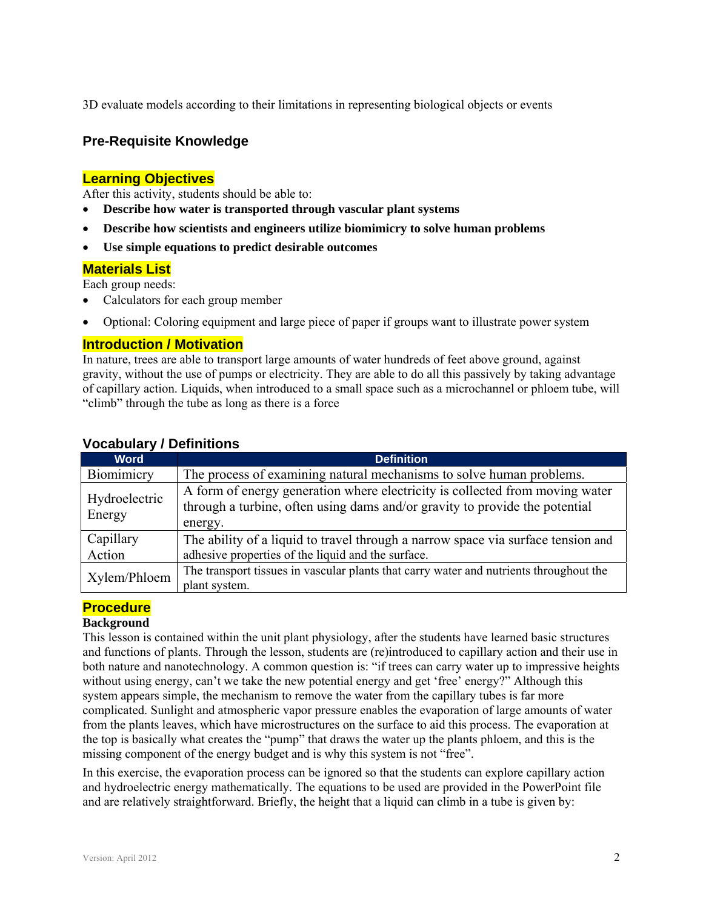3D evaluate models according to their limitations in representing biological objects or events

## Pre-Requisite Knowledge

## Learning Objectives

After this activity, students should be able to:

- **Describe how water is transported through vascular plant systems**
- **Describe how scientists and engineers utilize biomimicry to solve human problems**
- **Use simple equations to predict desirable outcomes**

## Materials List

Each group needs:

- Calculators for each group member
- Optional: Coloring equipment and large piece of paper if groups want to illustrate power system

## Introduction / Motivation

In nature, trees are able to transport large amounts of water hundreds of feet above ground, against gravity, without the use of pumps or electricity. They are able to do all this passively by taking advantage of capillary action. Liquids, when introduced to a small space such as a microchannel or phloem tube, will "climb" through the tube as long as there is a force

## Vocabulary / Definitions

| Word | Definition |
| --- | --- |
| Biomimicry | The process of examining natural mechanisms to solve human problems. |
| Hydroelectric Energy | A form of energy generation where electricity is collected from moving water through a turbine, often using dams and/or gravity to provide the potential energy. |
| Capillary Action | The ability of a liquid to travel through a narrow space via surface tension and adhesive properties of the liquid and the surface. |
| Xylem/Phloem | The transport tissues in vascular plants that carry water and nutrients throughout the plant system. |

## Procedure

**Background**

This lesson is contained within the unit plant physiology, after the students have learned basic structures and functions of plants. Through the lesson, students are (re)introduced to capillary action and their use in both nature and nanotechnology. A common question is: "if trees can carry water up to impressive heights without using energy, can't we take the new potential energy and get 'free' energy?" Although this system appears simple, the mechanism to remove the water from the capillary tubes is far more complicated. Sunlight and atmospheric vapor pressure enables the evaporation of large amounts of water from the plants leaves, which have microstructures on the surface to aid this process. The evaporation at the top is basically what creates the "pump" that draws the water up the plants phloem, and this is the missing component of the energy budget and is why this system is not "free".

In this exercise, the evaporation process can be ignored so that the students can explore capillary action and hydroelectric energy mathematically. The equations to be used are provided in the PowerPoint file and are relatively straightforward. Briefly, the height that a liquid can climb in a tube is given by: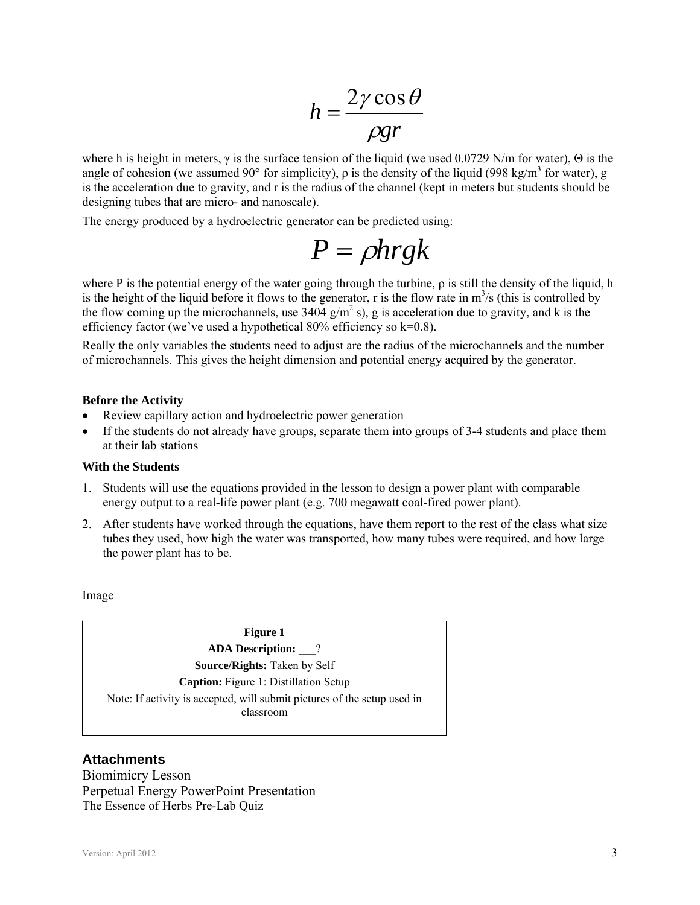$$h = \frac{2\gamma \cos\theta}{\rho g r}$$

where h is height in meters, γ is the surface tension of the liquid (we used 0.0729 N/m for water), Θ is the angle of cohesion (we assumed 90° for simplicity), ρ is the density of the liquid (998 kg/m$^3$ for water), g is the acceleration due to gravity, and r is the radius of the channel (kept in meters but students should be designing tubes that are micro- and nanoscale).

The energy produced by a hydroelectric generator can be predicted using:

$$P = \rho h r g k$$

where P is the potential energy of the water going through the turbine, ρ is still the density of the liquid, h is the height of the liquid before it flows to the generator, r is the flow rate in m$^3$/s (this is controlled by the flow coming up the microchannels, use 3404 g/m$^2$ s), g is acceleration due to gravity, and k is the efficiency factor (we've used a hypothetical 80% efficiency so k=0.8).

Really the only variables the students need to adjust are the radius of the microchannels and the number of microchannels. This gives the height dimension and potential energy acquired by the generator.

**Before the Activity**

- Review capillary action and hydroelectric power generation
- If the students do not already have groups, separate them into groups of 3-4 students and place them at their lab stations

**With the Students**

1. Students will use the equations provided in the lesson to design a power plant with comparable energy output to a real-life power plant (e.g. 700 megawatt coal-fired power plant).
2. After students have worked through the equations, have them report to the rest of the class what size tubes they used, how high the water was transported, how many tubes were required, and how large the power plant has to be.

Image

**Figure 1**

**ADA Description:** ___?

**Source/Rights:** Taken by Self

**Caption:** Figure 1: Distillation Setup

Note: If activity is accepted, will submit pictures of the setup used in classroom

## Attachments

Biomimicry Lesson

Perpetual Energy PowerPoint Presentation

The Essence of Herbs Pre-Lab Quiz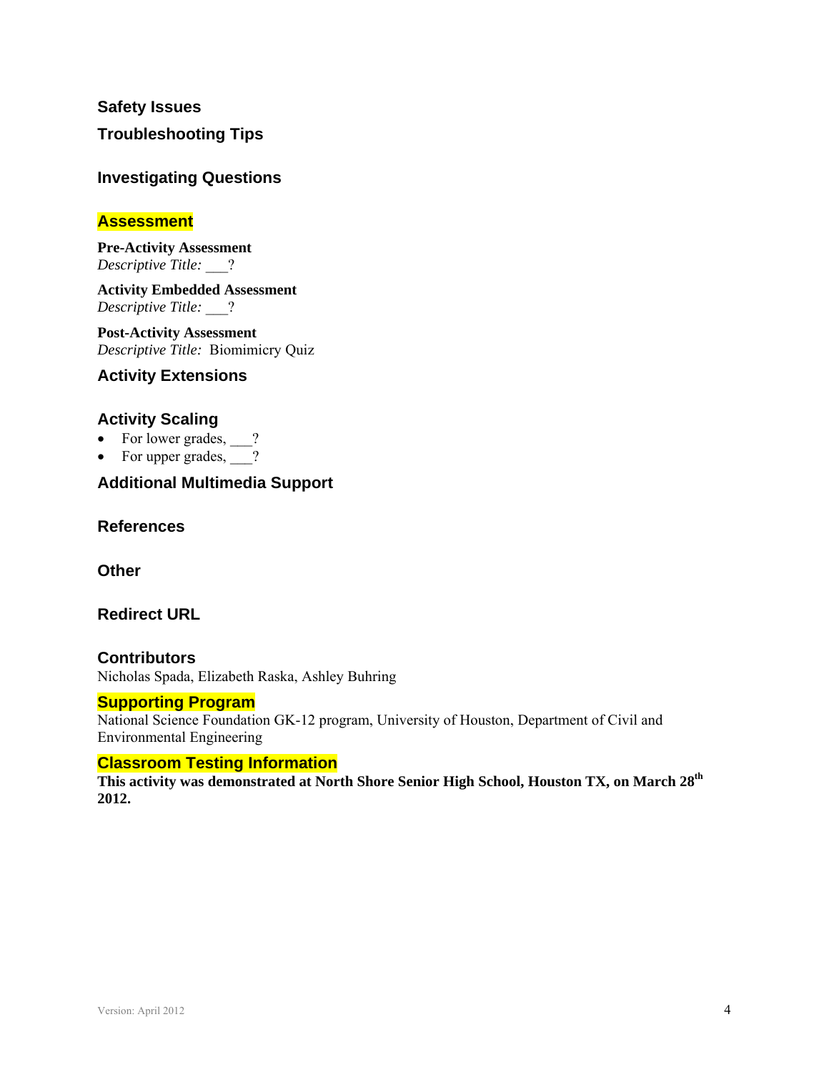## Safety Issues

## Troubleshooting Tips

## Investigating Questions

## Assessment

**Pre-Activity Assessment**
*Descriptive Title:* ___?

**Activity Embedded Assessment**
*Descriptive Title:* ___?

**Post-Activity Assessment**
*Descriptive Title:* Biomimicry Quiz

## Activity Extensions

## Activity Scaling

- For lower grades, ___?
- For upper grades, ___?

## Additional Multimedia Support

## References

## Other

## Redirect URL

## Contributors

Nicholas Spada, Elizabeth Raska, Ashley Buhring

## Supporting Program

National Science Foundation GK-12 program, University of Houston, Department of Civil and Environmental Engineering

## Classroom Testing Information

**This activity was demonstrated at North Shore Senior High School, Houston TX, on March 28th 2012.**